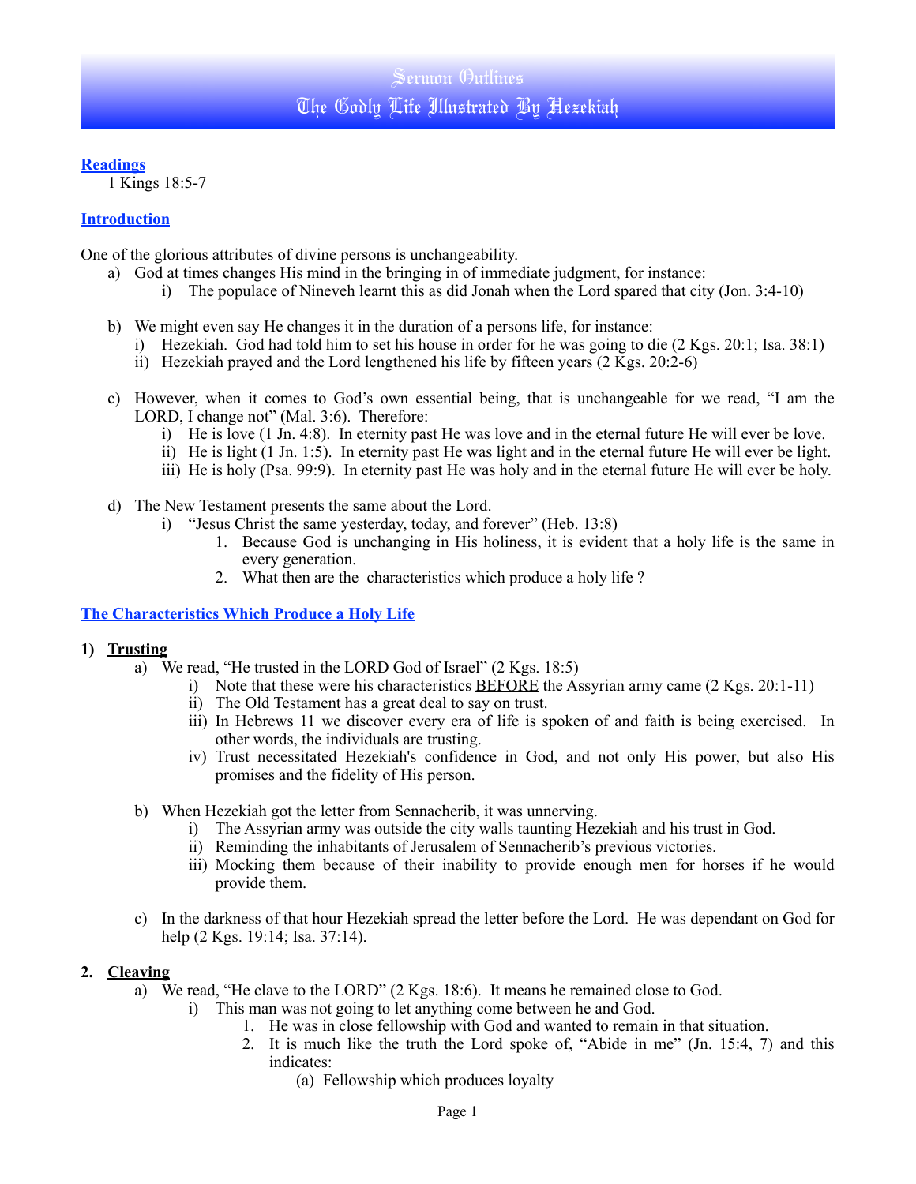# Sermon Outlines
# The Godly Life Illustrated By Hezekiah

## Readings

1 Kings 18:5-7

## Introduction

One of the glorious attributes of divine persons is unchangeability.

a) God at times changes His mind in the bringing in of immediate judgment, for instance:
   i) The populace of Nineveh learnt this as did Jonah when the Lord spared that city (Jon. 3:4-10)

b) We might even say He changes it in the duration of a persons life, for instance:
   i) Hezekiah. God had told him to set his house in order for he was going to die (2 Kgs. 20:1; Isa. 38:1)
   ii) Hezekiah prayed and the Lord lengthened his life by fifteen years (2 Kgs. 20:2-6)

c) However, when it comes to God's own essential being, that is unchangeable for we read, "I am the LORD, I change not" (Mal. 3:6). Therefore:
   i) He is love (1 Jn. 4:8). In eternity past He was love and in the eternal future He will ever be love.
   ii) He is light (1 Jn. 1:5). In eternity past He was light and in the eternal future He will ever be light.
   iii) He is holy (Psa. 99:9). In eternity past He was holy and in the eternal future He will ever be holy.

d) The New Testament presents the same about the Lord.
   i) "Jesus Christ the same yesterday, today, and forever" (Heb. 13:8)
      1. Because God is unchanging in His holiness, it is evident that a holy life is the same in every generation.
      2. What then are the characteristics which produce a holy life ?

## The Characteristics Which Produce a Holy Life

### 1) Trusting

a) We read, "He trusted in the LORD God of Israel" (2 Kgs. 18:5)
   i) Note that these were his characteristics BEFORE the Assyrian army came (2 Kgs. 20:1-11)
   ii) The Old Testament has a great deal to say on trust.
   iii) In Hebrews 11 we discover every era of life is spoken of and faith is being exercised. In other words, the individuals are trusting.
   iv) Trust necessitated Hezekiah's confidence in God, and not only His power, but also His promises and the fidelity of His person.

b) When Hezekiah got the letter from Sennacherib, it was unnerving.
   i) The Assyrian army was outside the city walls taunting Hezekiah and his trust in God.
   ii) Reminding the inhabitants of Jerusalem of Sennacherib's previous victories.
   iii) Mocking them because of their inability to provide enough men for horses if he would provide them.

c) In the darkness of that hour Hezekiah spread the letter before the Lord. He was dependant on God for help (2 Kgs. 19:14; Isa. 37:14).

### 2. Cleaving

a) We read, "He clave to the LORD" (2 Kgs. 18:6). It means he remained close to God.
   i) This man was not going to let anything come between he and God.
      1. He was in close fellowship with God and wanted to remain in that situation.
      2. It is much like the truth the Lord spoke of, "Abide in me" (Jn. 15:4, 7) and this indicates:
         (a) Fellowship which produces loyalty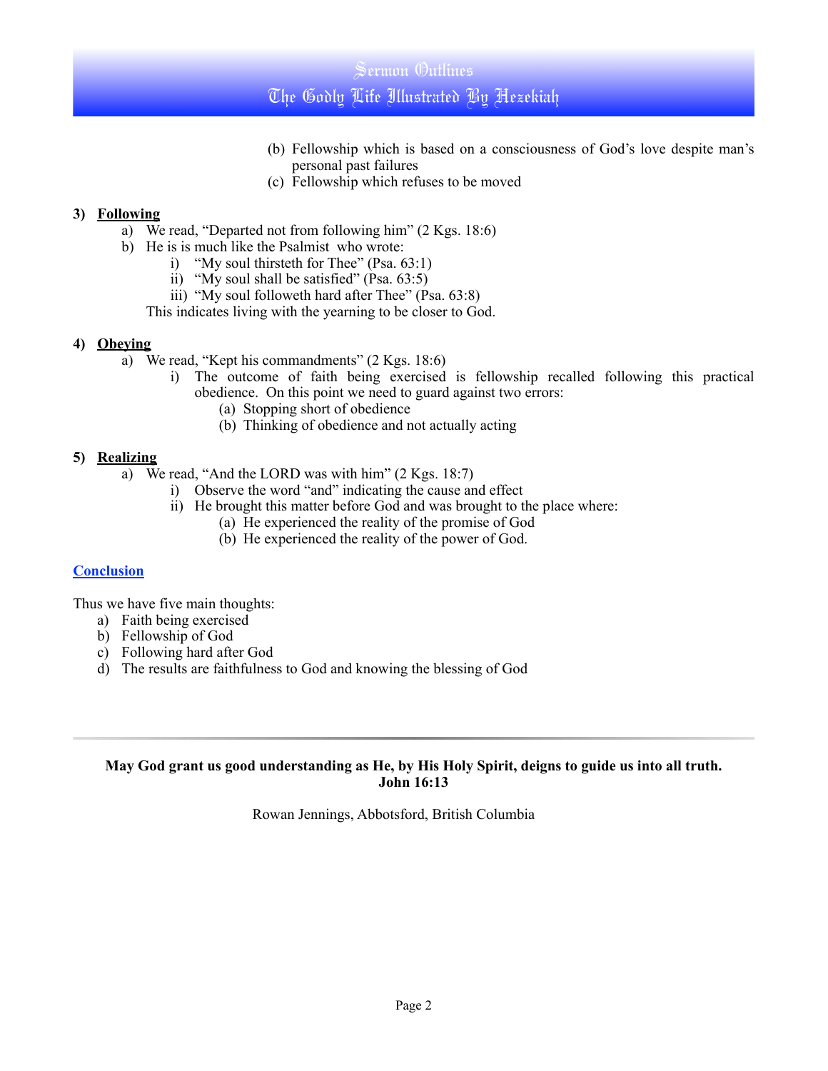(b) Fellowship which is based on a consciousness of God's love despite man's personal past failures
(c) Fellowship which refuses to be moved

**3) <u>Following</u>**

a) We read, "Departed not from following him" (2 Kgs. 18:6)
b) He is is much like the Psalmist  who wrote:
   i) "My soul thirsteth for Thee" (Psa. 63:1)
   ii) "My soul shall be satisfied" (Psa. 63:5)
   iii) "My soul followeth hard after Thee" (Psa. 63:8)

   This indicates living with the yearning to be closer to God.

**4) <u>Obeying</u>**

a) We read, "Kept his commandments" (2 Kgs. 18:6)
   i) The outcome of faith being exercised is fellowship recalled following this practical obedience. On this point we need to guard against two errors:
      (a) Stopping short of obedience
      (b) Thinking of obedience and not actually acting

**5) <u>Realizing</u>**

a) We read, "And the LORD was with him" (2 Kgs. 18:7)
   i) Observe the word "and" indicating the cause and effect
   ii) He brought this matter before God and was brought to the place where:
      (a) He experienced the reality of the promise of God
      (b) He experienced the reality of the power of God.

## Conclusion

Thus we have five main thoughts:

a) Faith being exercised
b) Fellowship of God
c) Following hard after God
d) The results are faithfulness to God and knowing the blessing of God

---

**May God grant us good understanding as He, by His Holy Spirit, deigns to guide us into all truth. John 16:13**

Rowan Jennings, Abbotsford, British Columbia